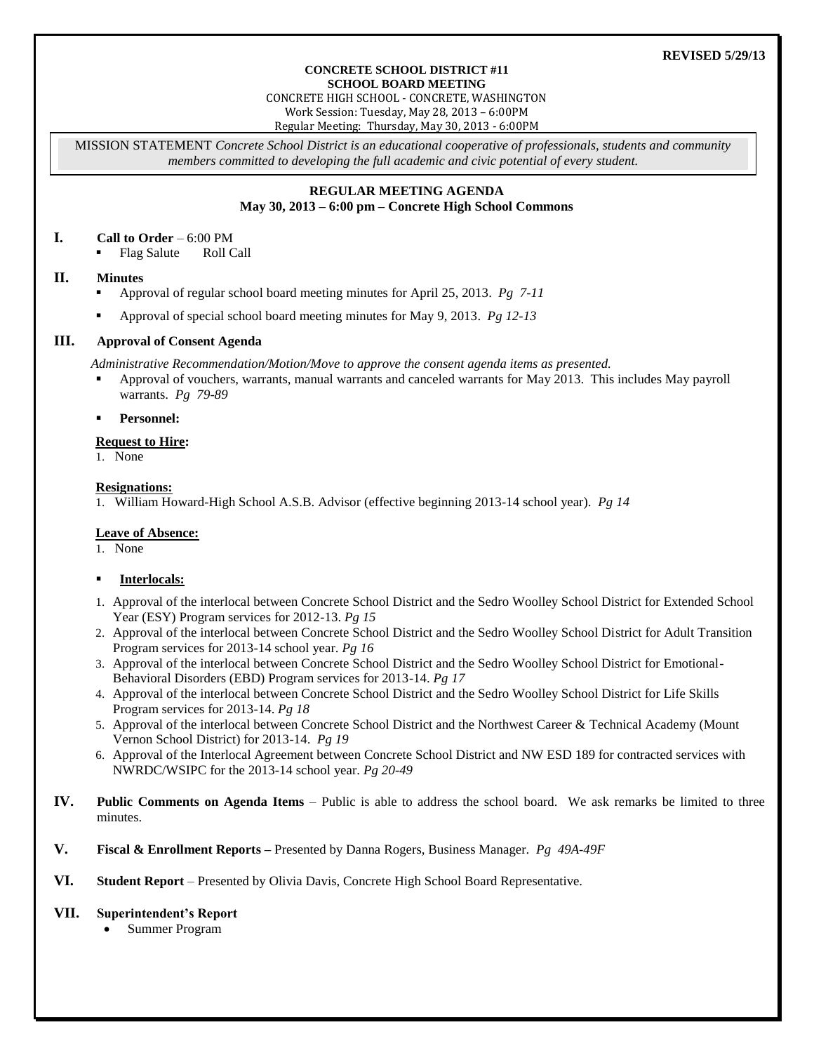**REVISED 5/29/13**

**CONCRETE SCHOOL DISTRICT #11**
**SCHOOL BOARD MEETING**
CONCRETE HIGH SCHOOL - CONCRETE, WASHINGTON
Work Session: Tuesday, May 28, 2013 – 6:00PM
Regular Meeting: Thursday, May 30, 2013 - 6:00PM

MISSION STATEMENT *Concrete School District is an educational cooperative of professionals, students and community members committed to developing the full academic and civic potential of every student.*

## REGULAR MEETING AGENDA
**May 30, 2013 – 6:00 pm – Concrete High School Commons**

### I. Call to Order – 6:00 PM

- Flag Salute  Roll Call

### II. Minutes

- Approval of regular school board meeting minutes for April 25, 2013. *Pg 7-11*
- Approval of special school board meeting minutes for May 9, 2013. *Pg 12-13*

### III. Approval of Consent Agenda

*Administrative Recommendation/Motion/Move to approve the consent agenda items as presented.*

- Approval of vouchers, warrants, manual warrants and canceled warrants for May 2013. This includes May payroll warrants. *Pg 79-89*
- **Personnel:**

**Request to Hire:**

1. None

**Resignations:**

1. William Howard-High School A.S.B. Advisor (effective beginning 2013-14 school year). *Pg 14*

**Leave of Absence:**

1. None

- **Interlocals:**

1. Approval of the interlocal between Concrete School District and the Sedro Woolley School District for Extended School Year (ESY) Program services for 2012-13. *Pg 15*
2. Approval of the interlocal between Concrete School District and the Sedro Woolley School District for Adult Transition Program services for 2013-14 school year. *Pg 16*
3. Approval of the interlocal between Concrete School District and the Sedro Woolley School District for Emotional-Behavioral Disorders (EBD) Program services for 2013-14. *Pg 17*
4. Approval of the interlocal between Concrete School District and the Sedro Woolley School District for Life Skills Program services for 2013-14. *Pg 18*
5. Approval of the interlocal between Concrete School District and the Northwest Career & Technical Academy (Mount Vernon School District) for 2013-14. *Pg 19*
6. Approval of the Interlocal Agreement between Concrete School District and NW ESD 189 for contracted services with NWRDC/WSIPC for the 2013-14 school year. *Pg 20-49*

### IV. Public Comments on Agenda Items – Public is able to address the school board. We ask remarks be limited to three minutes.

### V. Fiscal & Enrollment Reports – Presented by Danna Rogers, Business Manager. *Pg 49A-49F*

### VI. Student Report – Presented by Olivia Davis, Concrete High School Board Representative.

### VII. Superintendent's Report

- Summer Program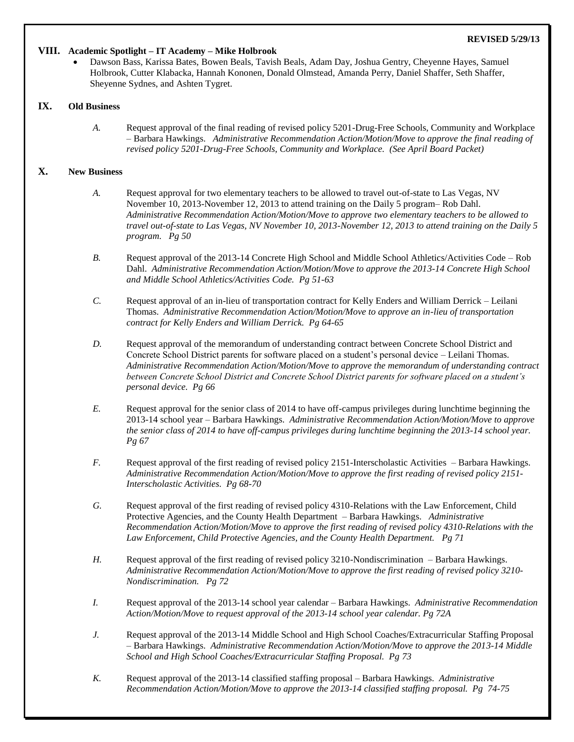**REVISED 5/29/13**

## VIII. Academic Spotlight – IT Academy – Mike Holbrook

- Dawson Bass, Karissa Bates, Bowen Beals, Tavish Beals, Adam Day, Joshua Gentry, Cheyenne Hayes, Samuel Holbrook, Cutter Klabacka, Hannah Kononen, Donald Olmstead, Amanda Perry, Daniel Shaffer, Seth Shaffer, Sheyenne Sydnes, and Ashten Tygret.

## IX. Old Business

*A.* Request approval of the final reading of revised policy 5201-Drug-Free Schools, Community and Workplace – Barbara Hawkings. *Administrative Recommendation Action/Motion/Move to approve the final reading of revised policy 5201-Drug-Free Schools, Community and Workplace. (See April Board Packet)*

## X. New Business

*A.* Request approval for two elementary teachers to be allowed to travel out-of-state to Las Vegas, NV November 10, 2013-November 12, 2013 to attend training on the Daily 5 program– Rob Dahl. *Administrative Recommendation Action/Motion/Move to approve two elementary teachers to be allowed to travel out-of-state to Las Vegas, NV November 10, 2013-November 12, 2013 to attend training on the Daily 5 program. Pg 50*

*B.* Request approval of the 2013-14 Concrete High School and Middle School Athletics/Activities Code – Rob Dahl. *Administrative Recommendation Action/Motion/Move to approve the 2013-14 Concrete High School and Middle School Athletics/Activities Code. Pg 51-63*

*C.* Request approval of an in-lieu of transportation contract for Kelly Enders and William Derrick – Leilani Thomas. *Administrative Recommendation Action/Motion/Move to approve an in-lieu of transportation contract for Kelly Enders and William Derrick. Pg 64-65*

*D.* Request approval of the memorandum of understanding contract between Concrete School District and Concrete School District parents for software placed on a student's personal device – Leilani Thomas. *Administrative Recommendation Action/Motion/Move to approve the memorandum of understanding contract between Concrete School District and Concrete School District parents for software placed on a student's personal device. Pg 66*

*E.* Request approval for the senior class of 2014 to have off-campus privileges during lunchtime beginning the 2013-14 school year – Barbara Hawkings. *Administrative Recommendation Action/Motion/Move to approve the senior class of 2014 to have off-campus privileges during lunchtime beginning the 2013-14 school year. Pg 67*

*F.* Request approval of the first reading of revised policy 2151-Interscholastic Activities – Barbara Hawkings. *Administrative Recommendation Action/Motion/Move to approve the first reading of revised policy 2151-Interscholastic Activities. Pg 68-70*

*G.* Request approval of the first reading of revised policy 4310-Relations with the Law Enforcement, Child Protective Agencies, and the County Health Department – Barbara Hawkings. *Administrative Recommendation Action/Motion/Move to approve the first reading of revised policy 4310-Relations with the Law Enforcement, Child Protective Agencies, and the County Health Department. Pg 71*

*H.* Request approval of the first reading of revised policy 3210-Nondiscrimination – Barbara Hawkings. *Administrative Recommendation Action/Motion/Move to approve the first reading of revised policy 3210-Nondiscrimination. Pg 72*

*I.* Request approval of the 2013-14 school year calendar – Barbara Hawkings. *Administrative Recommendation Action/Motion/Move to request approval of the 2013-14 school year calendar. Pg 72A*

*J.* Request approval of the 2013-14 Middle School and High School Coaches/Extracurricular Staffing Proposal – Barbara Hawkings. *Administrative Recommendation Action/Motion/Move to approve the 2013-14 Middle School and High School Coaches/Extracurricular Staffing Proposal. Pg 73*

*K.* Request approval of the 2013-14 classified staffing proposal – Barbara Hawkings. *Administrative Recommendation Action/Motion/Move to approve the 2013-14 classified staffing proposal. Pg 74-75*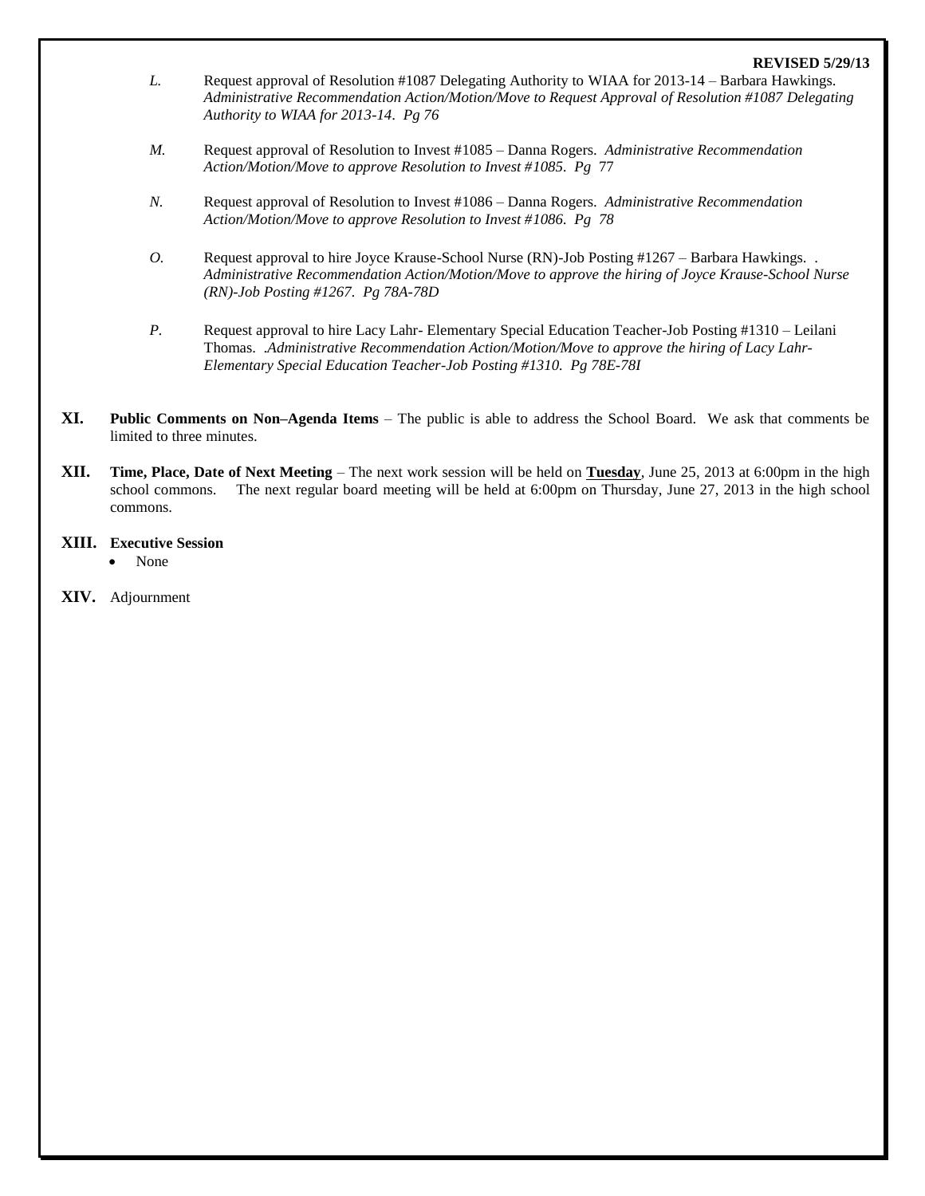**REVISED 5/29/13**

*L.* Request approval of Resolution #1087 Delegating Authority to WIAA for 2013-14 – Barbara Hawkings. *Administrative Recommendation Action/Motion/Move to Request Approval of Resolution #1087 Delegating Authority to WIAA for 2013-14. Pg 76*

*M.* Request approval of Resolution to Invest #1085 – Danna Rogers. *Administrative Recommendation Action/Motion/Move to approve Resolution to Invest #1085. Pg* 77

*N.* Request approval of Resolution to Invest #1086 – Danna Rogers. *Administrative Recommendation Action/Motion/Move to approve Resolution to Invest #1086. Pg 78*

*O.* Request approval to hire Joyce Krause-School Nurse (RN)-Job Posting #1267 – Barbara Hawkings. . *Administrative Recommendation Action/Motion/Move to approve the hiring of Joyce Krause-School Nurse (RN)-Job Posting #1267. Pg 78A-78D*

*P.* Request approval to hire Lacy Lahr- Elementary Special Education Teacher-Job Posting #1310 – Leilani Thomas. .*Administrative Recommendation Action/Motion/Move to approve the hiring of Lacy Lahr-Elementary Special Education Teacher-Job Posting #1310. Pg 78E-78I*

**XI. Public Comments on Non–Agenda Items** – The public is able to address the School Board. We ask that comments be limited to three minutes.

**XII. Time, Place, Date of Next Meeting** – The next work session will be held on **Tuesday**, June 25, 2013 at 6:00pm in the high school commons. The next regular board meeting will be held at 6:00pm on Thursday, June 27, 2013 in the high school commons.

**XIII. Executive Session**

- None

**XIV.** Adjournment